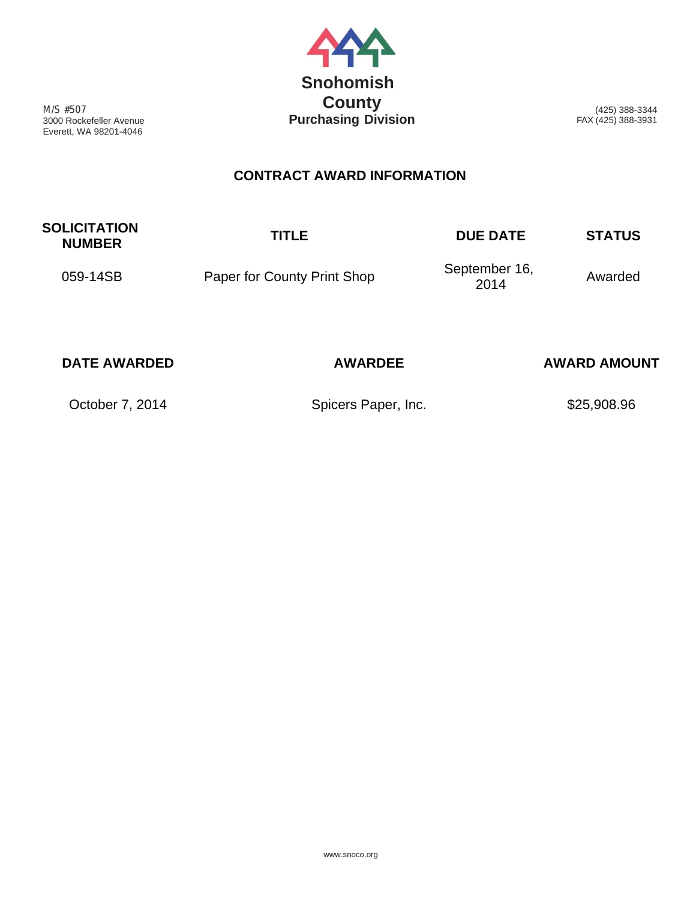M/S #507
3000 Rockefeller Avenue
Everett, WA 98201-4046

# Snohomish County
## Purchasing Division

(425) 388-3344
FAX (425) 388-3931

## CONTRACT AWARD INFORMATION

| SOLICITATION NUMBER | TITLE | DUE DATE | STATUS |
|---|---|---|---|
| 059-14SB | Paper for County Print Shop | September 16, 2014 | Awarded |

| DATE AWARDED | AWARDEE | AWARD AMOUNT |
|---|---|---|
| October 7, 2014 | Spicers Paper, Inc. | $25,908.96 |

www.snoco.org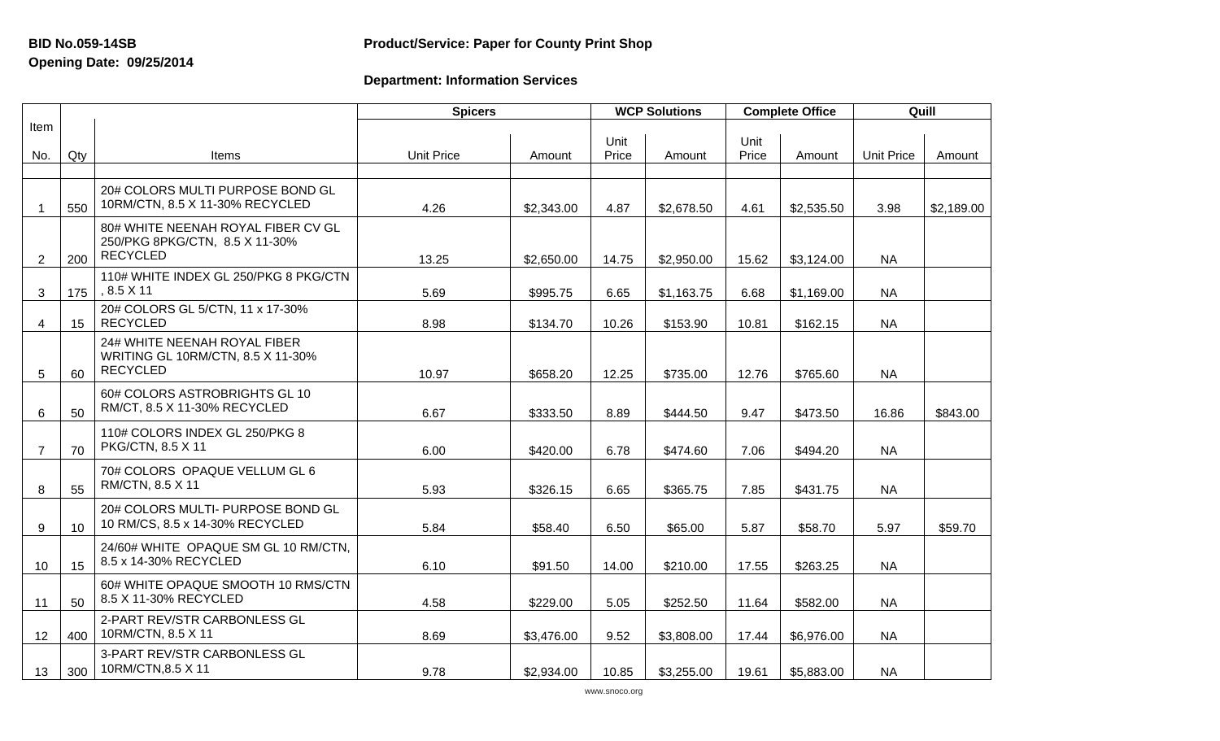**BID No.059-14SB**

**Opening Date: 09/25/2014**

**Product/Service: Paper for County Print Shop**

**Department: Information Services**

| Item No. | Qty | Items | Spicers | | WCP Solutions | | Complete Office | | Quill | |
|---|---|---|---|---|---|---|---|---|---|---|
| | | | Unit Price | Amount | Unit Price | Amount | Unit Price | Amount | Unit Price | Amount |
| 1 | 550 | 20# COLORS MULTI PURPOSE BOND GL 10RM/CTN, 8.5 X 11-30% RECYCLED | 4.26 | $2,343.00 | 4.87 | $2,678.50 | 4.61 | $2,535.50 | 3.98 | $2,189.00 |
| 2 | 200 | 80# WHITE NEENAH ROYAL FIBER CV GL 250/PKG 8PKG/CTN, 8.5 X 11-30% RECYCLED | 13.25 | $2,650.00 | 14.75 | $2,950.00 | 15.62 | $3,124.00 | NA | |
| 3 | 175 | 110# WHITE INDEX GL 250/PKG 8 PKG/CTN , 8.5 X 11 | 5.69 | $995.75 | 6.65 | $1,163.75 | 6.68 | $1,169.00 | NA | |
| 4 | 15 | 20# COLORS GL 5/CTN, 11 x 17-30% RECYCLED | 8.98 | $134.70 | 10.26 | $153.90 | 10.81 | $162.15 | NA | |
| 5 | 60 | 24# WHITE NEENAH ROYAL FIBER WRITING GL 10RM/CTN, 8.5 X 11-30% RECYCLED | 10.97 | $658.20 | 12.25 | $735.00 | 12.76 | $765.60 | NA | |
| 6 | 50 | 60# COLORS ASTROBRIGHTS GL 10 RM/CT, 8.5 X 11-30% RECYCLED | 6.67 | $333.50 | 8.89 | $444.50 | 9.47 | $473.50 | 16.86 | $843.00 |
| 7 | 70 | 110# COLORS INDEX GL 250/PKG 8 PKG/CTN, 8.5 X 11 | 6.00 | $420.00 | 6.78 | $474.60 | 7.06 | $494.20 | NA | |
| 8 | 55 | 70# COLORS OPAQUE VELLUM GL 6 RM/CTN, 8.5 X 11 | 5.93 | $326.15 | 6.65 | $365.75 | 7.85 | $431.75 | NA | |
| 9 | 10 | 20# COLORS MULTI- PURPOSE BOND GL 10 RM/CS, 8.5 x 14-30% RECYCLED | 5.84 | $58.40 | 6.50 | $65.00 | 5.87 | $58.70 | 5.97 | $59.70 |
| 10 | 15 | 24/60# WHITE OPAQUE SM GL 10 RM/CTN, 8.5 x 14-30% RECYCLED | 6.10 | $91.50 | 14.00 | $210.00 | 17.55 | $263.25 | NA | |
| 11 | 50 | 60# WHITE OPAQUE SMOOTH 10 RMS/CTN 8.5 X 11-30% RECYCLED | 4.58 | $229.00 | 5.05 | $252.50 | 11.64 | $582.00 | NA | |
| 12 | 400 | 2-PART REV/STR CARBONLESS GL 10RM/CTN, 8.5 X 11 | 8.69 | $3,476.00 | 9.52 | $3,808.00 | 17.44 | $6,976.00 | NA | |
| 13 | 300 | 3-PART REV/STR CARBONLESS GL 10RM/CTN,8.5 X 11 | 9.78 | $2,934.00 | 10.85 | $3,255.00 | 19.61 | $5,883.00 | NA | |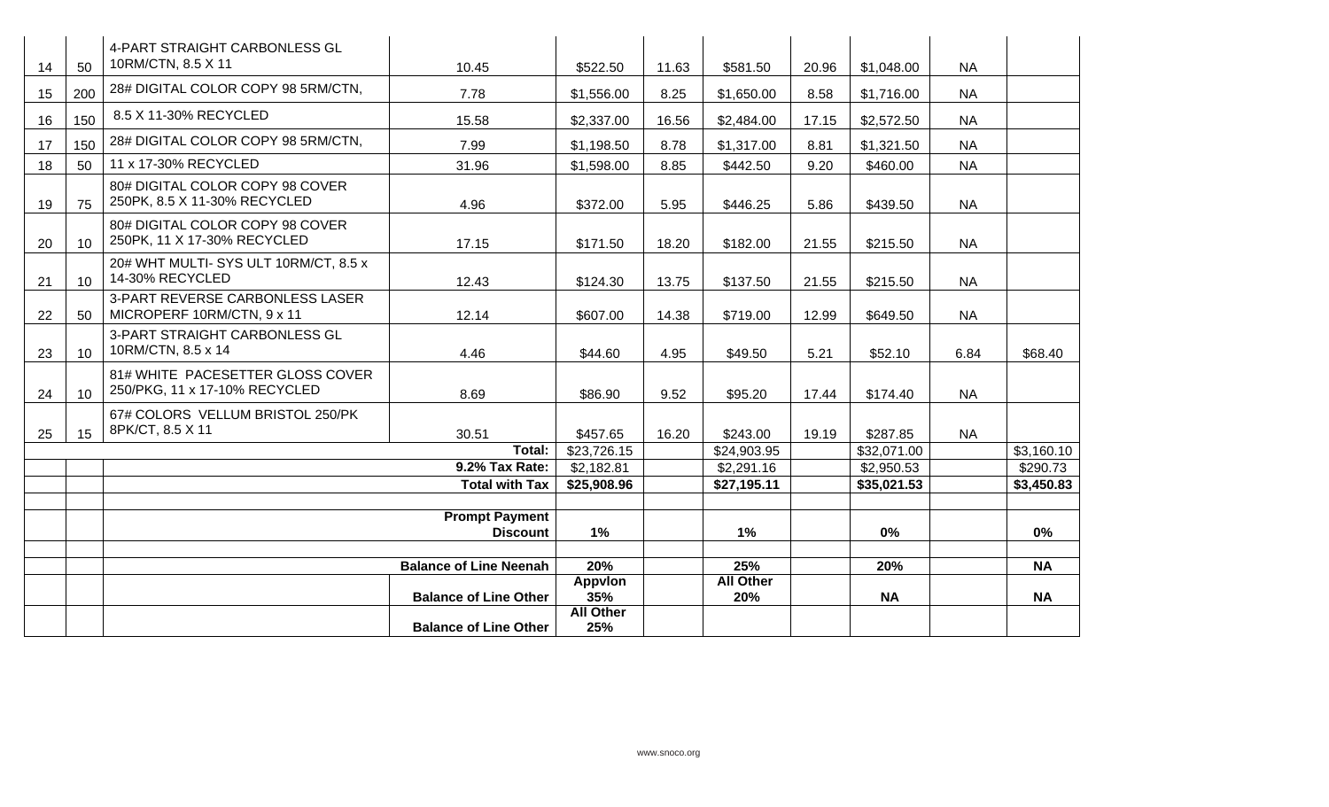| | | | | | | | | | | |
|---|---|---|---|---|---|---|---|---|---|---|
| 14 | 50 | 4-PART STRAIGHT CARBONLESS GL 10RM/CTN, 8.5 X 11 | 10.45 | $522.50 | 11.63 | $581.50 | 20.96 | $1,048.00 | NA | |
| 15 | 200 | 28# DIGITAL COLOR COPY 98 5RM/CTN, | 7.78 | $1,556.00 | 8.25 | $1,650.00 | 8.58 | $1,716.00 | NA | |
| 16 | 150 | 8.5 X 11-30% RECYCLED | 15.58 | $2,337.00 | 16.56 | $2,484.00 | 17.15 | $2,572.50 | NA | |
| 17 | 150 | 28# DIGITAL COLOR COPY 98 5RM/CTN, | 7.99 | $1,198.50 | 8.78 | $1,317.00 | 8.81 | $1,321.50 | NA | |
| 18 | 50 | 11 x 17-30% RECYCLED | 31.96 | $1,598.00 | 8.85 | $442.50 | 9.20 | $460.00 | NA | |
| 19 | 75 | 80# DIGITAL COLOR COPY 98 COVER 250PK, 8.5 X 11-30% RECYCLED | 4.96 | $372.00 | 5.95 | $446.25 | 5.86 | $439.50 | NA | |
| 20 | 10 | 80# DIGITAL COLOR COPY 98 COVER 250PK, 11 X 17-30% RECYCLED | 17.15 | $171.50 | 18.20 | $182.00 | 21.55 | $215.50 | NA | |
| 21 | 10 | 20# WHT MULTI- SYS ULT 10RM/CT, 8.5 x 14-30% RECYCLED | 12.43 | $124.30 | 13.75 | $137.50 | 21.55 | $215.50 | NA | |
| 22 | 50 | 3-PART REVERSE CARBONLESS LASER MICROPERF 10RM/CTN, 9 x 11 | 12.14 | $607.00 | 14.38 | $719.00 | 12.99 | $649.50 | NA | |
| 23 | 10 | 3-PART STRAIGHT CARBONLESS GL 10RM/CTN, 8.5 x 14 | 4.46 | $44.60 | 4.95 | $49.50 | 5.21 | $52.10 | 6.84 | $68.40 |
| 24 | 10 | 81# WHITE PACESETTER GLOSS COVER 250/PKG, 11 x 17-10% RECYCLED | 8.69 | $86.90 | 9.52 | $95.20 | 17.44 | $174.40 | NA | |
| 25 | 15 | 67# COLORS VELLUM BRISTOL 250/PK 8PK/CT, 8.5 X 11 | 30.51 | $457.65 | 16.20 | $243.00 | 19.19 | $287.85 | NA | |
| | | | **Total:** | $23,726.15 | | $24,903.95 | | $32,071.00 | | $3,160.10 |
| | | | **9.2% Tax Rate:** | $2,182.81 | | $2,291.16 | | $2,950.53 | | $290.73 |
| | | | **Total with Tax** | **$25,908.96** | | **$27,195.11** | | **$35,021.53** | | **$3,450.83** |
| | | | | | | | | | | |
| | | | **Prompt Payment Discount** | **1%** | | **1%** | | **0%** | | **0%** |
| | | | | | | | | | | |
| | | | **Balance of Line Neenah** | **20%** | | **25%** | | **20%** | | **NA** |
| | | | **Balance of Line Other** | **Appvion 35%** | | **All Other 20%** | | **NA** | | **NA** |
| | | | **Balance of Line Other** | **All Other 25%** | | | | | | |

www.snoco.org